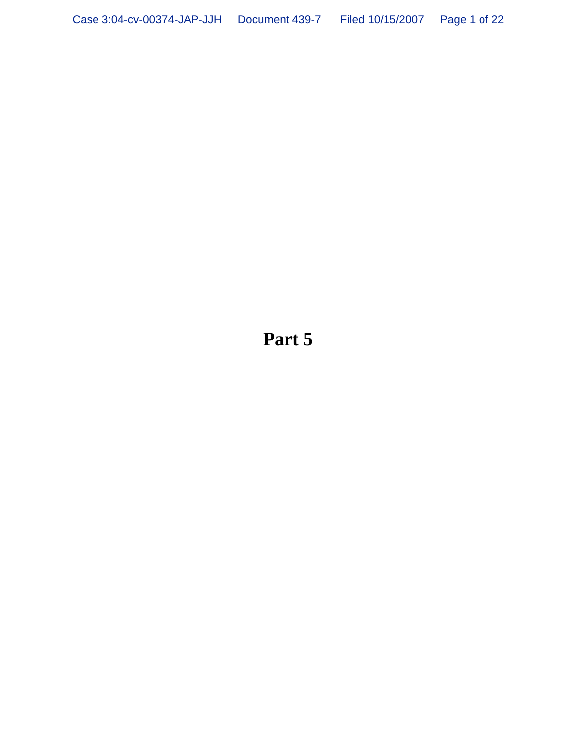# Part 5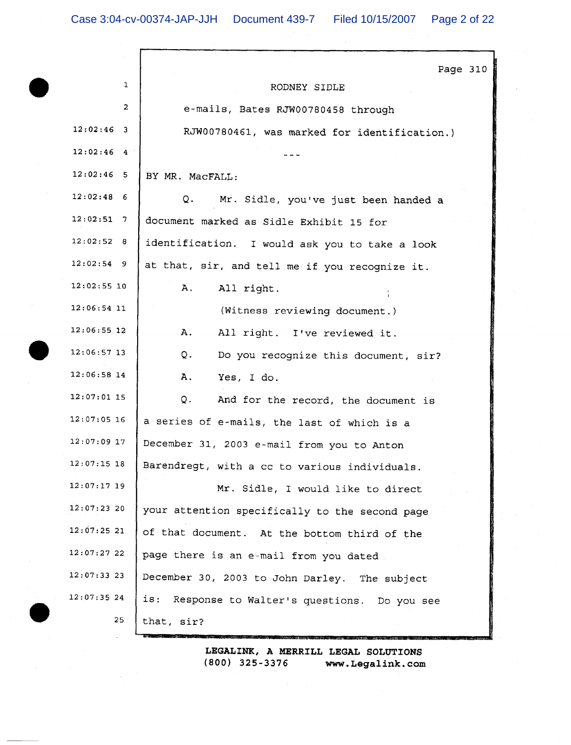RODNEY SIDLE

e-mails, Bates RJW00780458 through RJW00780461, was marked for identification.)

---

BY MR. MacFALL:

Q. Mr. Sidle, you've just been handed a document marked as Sidle Exhibit 15 for identification. I would ask you to take a look at that, sir, and tell me if you recognize it.

A. All right.

(Witness reviewing document.)

A. All right. I've reviewed it.

Q. Do you recognize this document, sir?

A. Yes, I do.

Q. And for the record, the document is a series of e-mails, the last of which is a December 31, 2003 e-mail from you to Anton Barendregt, with a cc to various individuals.

Mr. Sidle, I would like to direct your attention specifically to the second page of that document. At the bottom third of the page there is an e-mail from you dated December 30, 2003 to John Darley. The subject is: Response to Walter's questions. Do you see that, sir?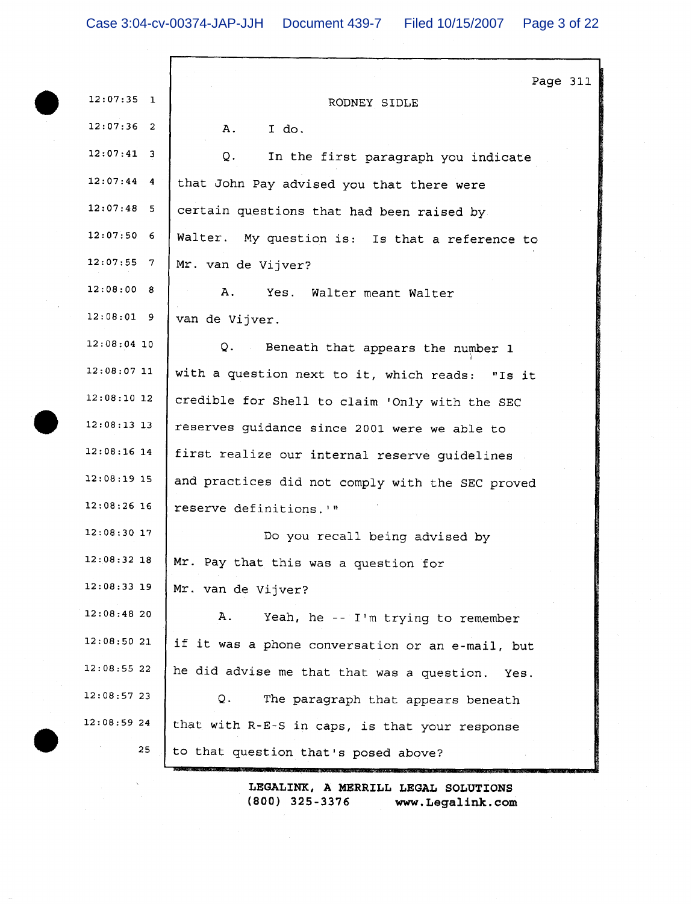RODNEY SIDLE

A. I do.

Q. In the first paragraph you indicate that John Pay advised you that there were certain questions that had been raised by Walter. My question is: Is that a reference to Mr. van de Vijver?

A. Yes. Walter meant Walter van de Vijver.

Q. Beneath that appears the number 1 with a question next to it, which reads: "Is it credible for Shell to claim 'Only with the SEC reserves guidance since 2001 were we able to first realize our internal reserve guidelines and practices did not comply with the SEC proved reserve definitions.'"

Do you recall being advised by Mr. Pay that this was a question for Mr. van de Vijver?

A. Yeah, he -- I'm trying to remember if it was a phone conversation or an e-mail, but he did advise me that that was a question. Yes.

Q. The paragraph that appears beneath that with R-E-S in caps, is that your response to that question that's posed above?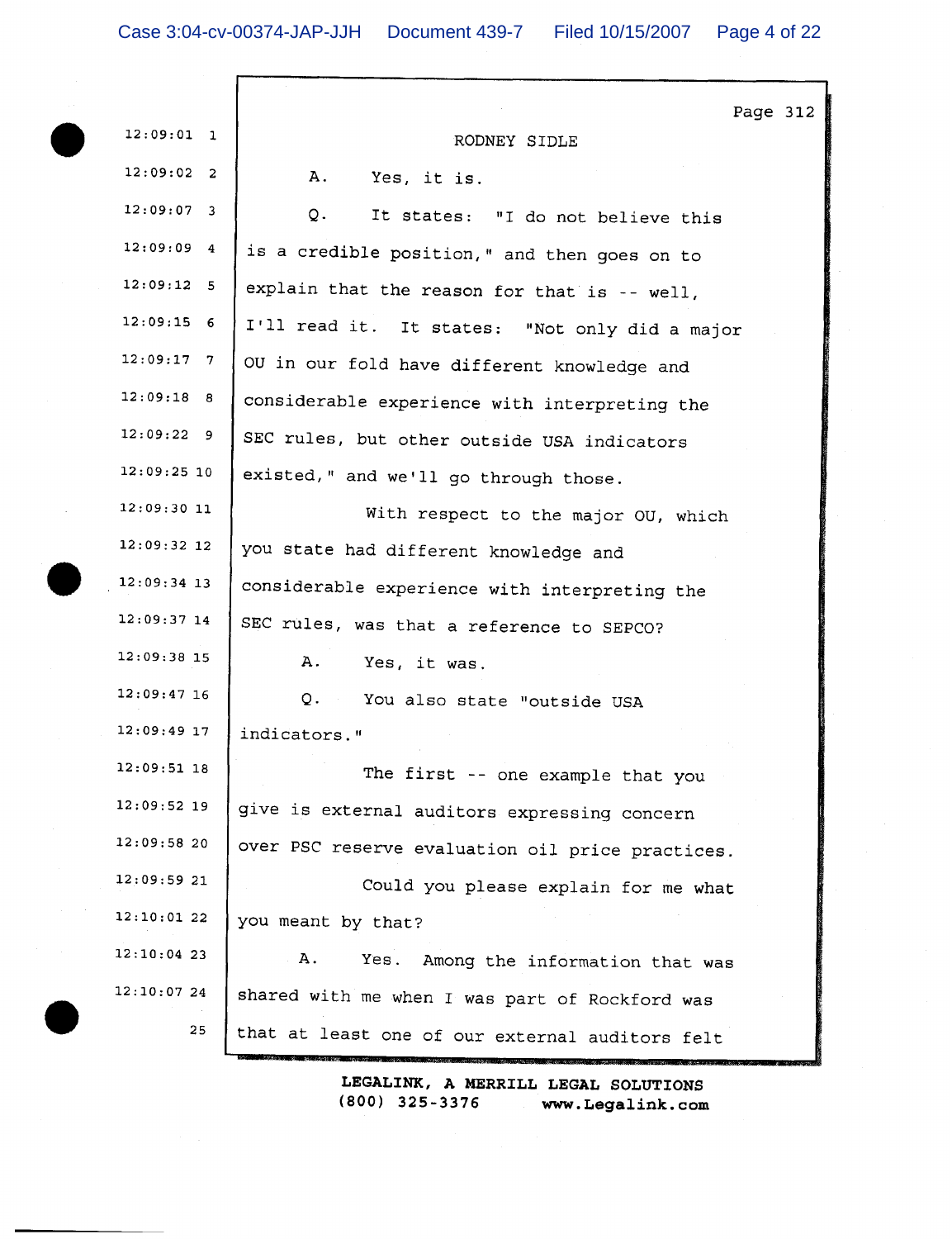Page 312

RODNEY SIDLE

A. Yes, it is.

Q. It states: "I do not believe this is a credible position," and then goes on to explain that the reason for that is -- well, I'll read it. It states: "Not only did a major OU in our fold have different knowledge and considerable experience with interpreting the SEC rules, but other outside USA indicators existed," and we'll go through those.

With respect to the major OU, which you state had different knowledge and considerable experience with interpreting the SEC rules, was that a reference to SEPCO?

A. Yes, it was.

Q. You also state "outside USA indicators."

The first -- one example that you give is external auditors expressing concern over PSC reserve evaluation oil price practices.

Could you please explain for me what you meant by that?

A. Yes. Among the information that was shared with me when I was part of Rockford was that at least one of our external auditors felt

LEGALINK, A MERRILL LEGAL SOLUTIONS
(800) 325-3376 www.Legalink.com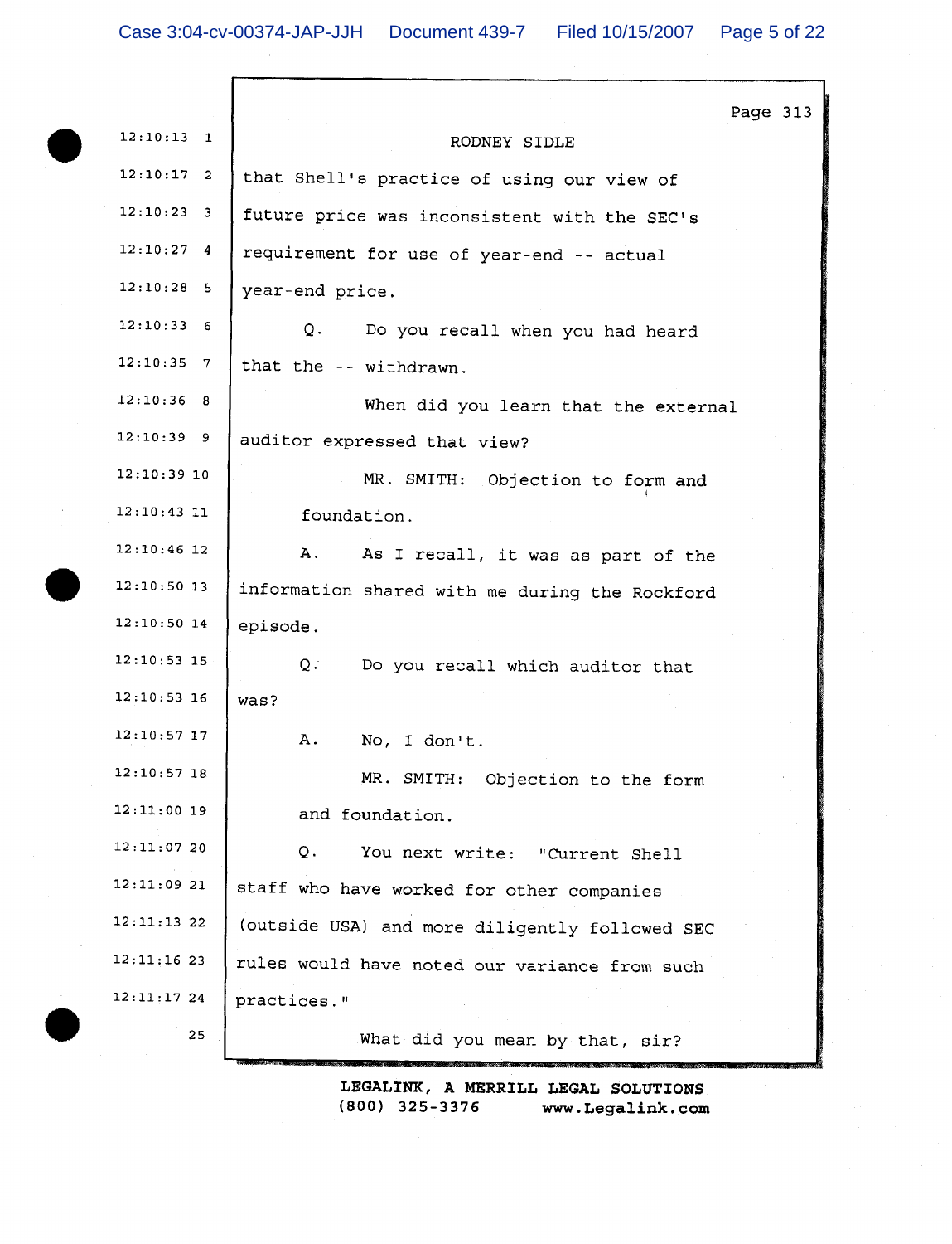RODNEY SIDLE

that Shell's practice of using our view of future price was inconsistent with the SEC's requirement for use of year-end -- actual year-end price.

Q. Do you recall when you had heard that the -- withdrawn.

When did you learn that the external auditor expressed that view?

MR. SMITH: Objection to form and foundation.

A. As I recall, it was as part of the information shared with me during the Rockford episode.

Q. Do you recall which auditor that was?

A. No, I don't.

MR. SMITH: Objection to the form and foundation.

Q. You next write: "Current Shell staff who have worked for other companies (outside USA) and more diligently followed SEC rules would have noted our variance from such practices."

What did you mean by that, sir?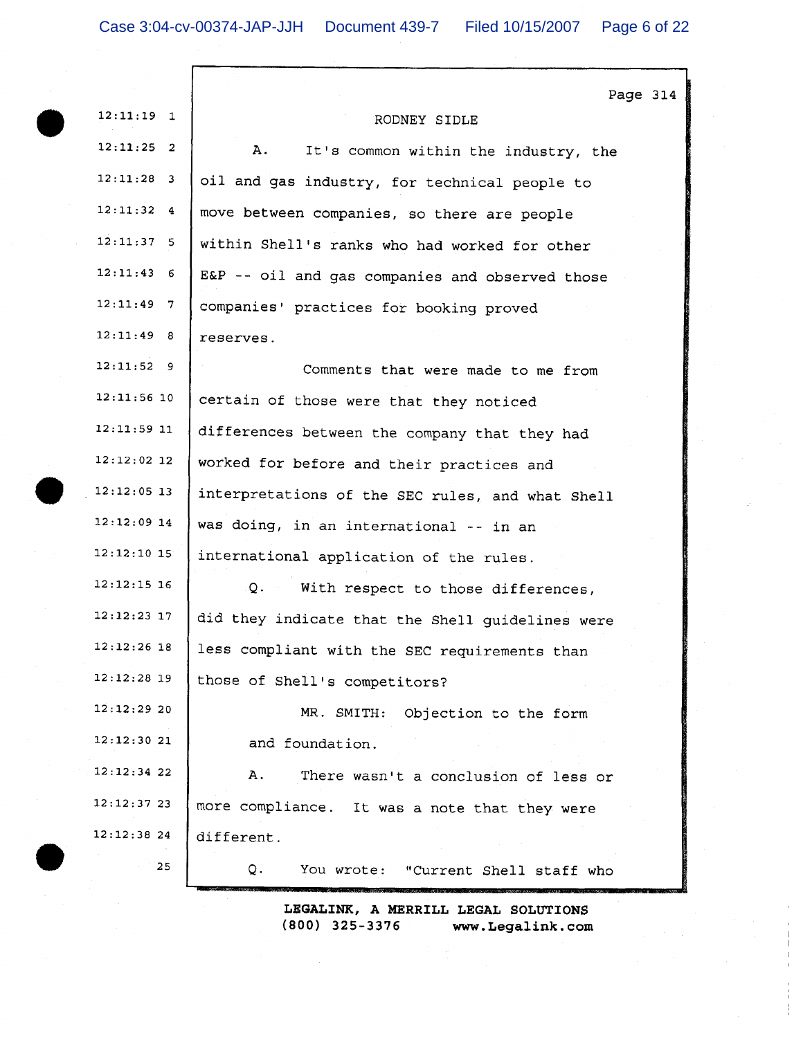RODNEY SIDLE

A. It's common within the industry, the oil and gas industry, for technical people to move between companies, so there are people within Shell's ranks who had worked for other E&P -- oil and gas companies and observed those companies' practices for booking proved reserves.

Comments that were made to me from certain of those were that they noticed differences between the company that they had worked for before and their practices and interpretations of the SEC rules, and what Shell was doing, in an international -- in an international application of the rules.

Q. With respect to those differences, did they indicate that the Shell guidelines were less compliant with the SEC requirements than those of Shell's competitors?

MR. SMITH: Objection to the form and foundation.

A. There wasn't a conclusion of less or more compliance. It was a note that they were different.

Q. You wrote: "Current Shell staff who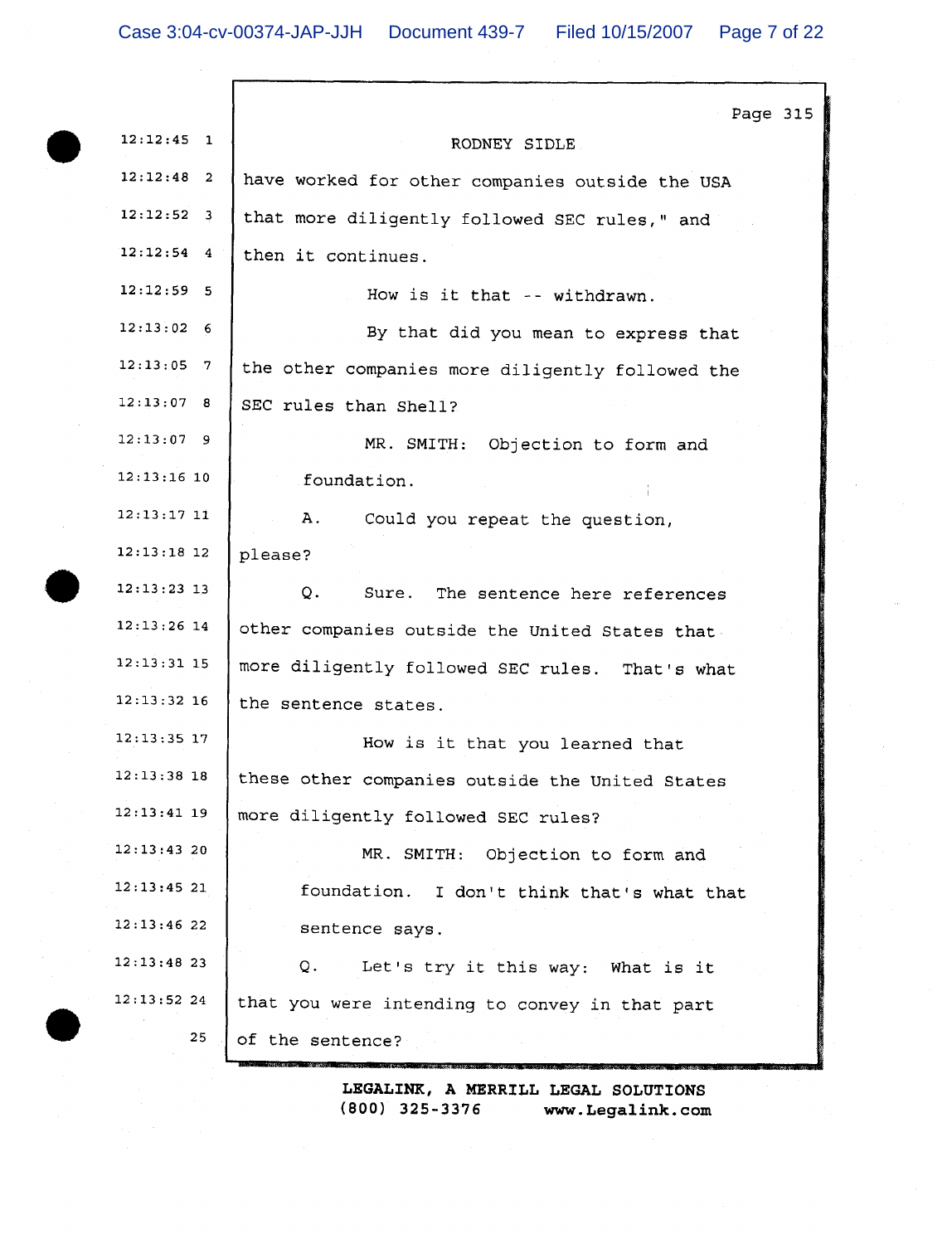Page 315

RODNEY SIDLE

have worked for other companies outside the USA that more diligently followed SEC rules," and then it continues.

How is it that -- withdrawn.

By that did you mean to express that the other companies more diligently followed the SEC rules than Shell?

MR. SMITH: Objection to form and foundation.

A. Could you repeat the question, please?

Q. Sure. The sentence here references other companies outside the United States that more diligently followed SEC rules. That's what the sentence states.

How is it that you learned that these other companies outside the United States more diligently followed SEC rules?

MR. SMITH: Objection to form and foundation. I don't think that's what that sentence says.

Q. Let's try it this way: What is it that you were intending to convey in that part of the sentence?

LEGALINK, A MERRILL LEGAL SOLUTIONS
(800) 325-3376 www.Legalink.com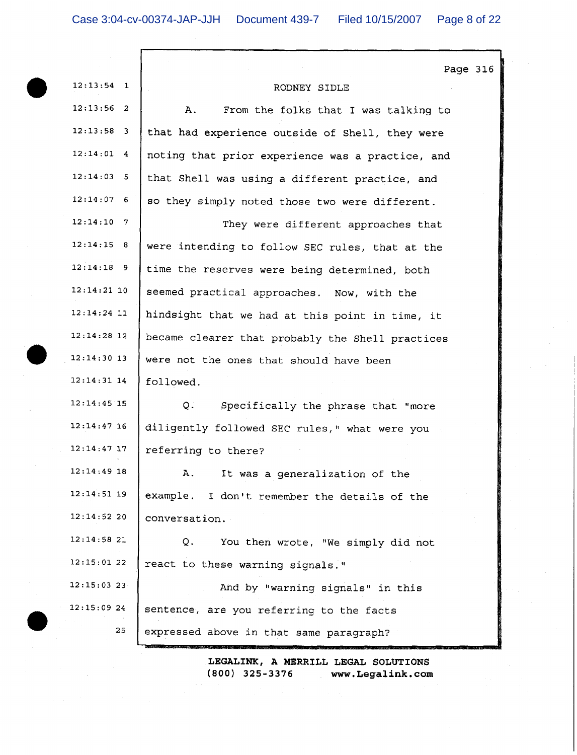RODNEY SIDLE

A. From the folks that I was talking to that had experience outside of Shell, they were noting that prior experience was a practice, and that Shell was using a different practice, and so they simply noted those two were different.

They were different approaches that were intending to follow SEC rules, that at the time the reserves were being determined, both seemed practical approaches. Now, with the hindsight that we had at this point in time, it became clearer that probably the Shell practices were not the ones that should have been followed.

Q. Specifically the phrase that "more diligently followed SEC rules," what were you referring to there?

A. It was a generalization of the example. I don't remember the details of the conversation.

Q. You then wrote, "We simply did not react to these warning signals."

And by "warning signals" in this sentence, are you referring to the facts expressed above in that same paragraph?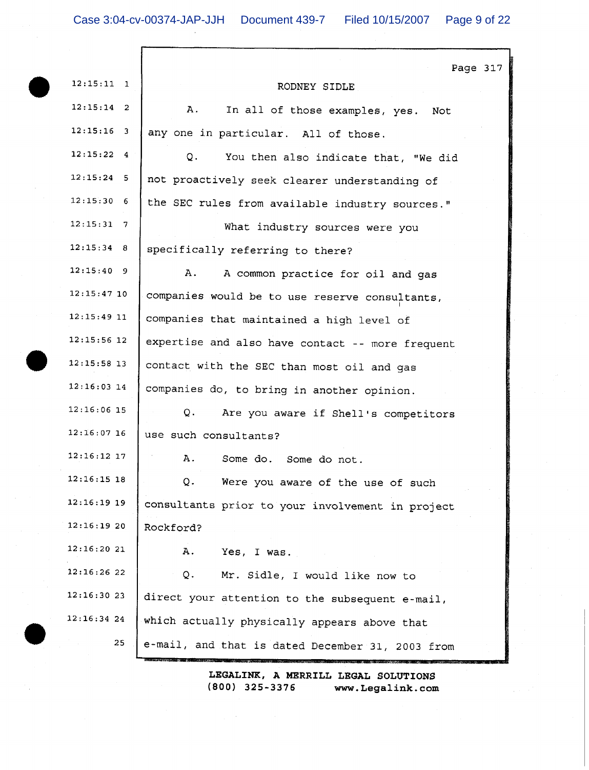Page 317

RODNEY SIDLE

A. In all of those examples, yes. Not any one in particular. All of those.

Q. You then also indicate that, "We did not proactively seek clearer understanding of the SEC rules from available industry sources."

What industry sources were you specifically referring to there?

A. A common practice for oil and gas companies would be to use reserve consultants, companies that maintained a high level of expertise and also have contact -- more frequent contact with the SEC than most oil and gas companies do, to bring in another opinion.

Q. Are you aware if Shell's competitors use such consultants?

A. Some do. Some do not.

Q. Were you aware of the use of such consultants prior to your involvement in project Rockford?

A. Yes, I was.

Q. Mr. Sidle, I would like now to direct your attention to the subsequent e-mail, which actually physically appears above that e-mail, and that is dated December 31, 2003 from

LEGALINK, A MERRILL LEGAL SOLUTIONS
(800) 325-3376 www.Legalink.com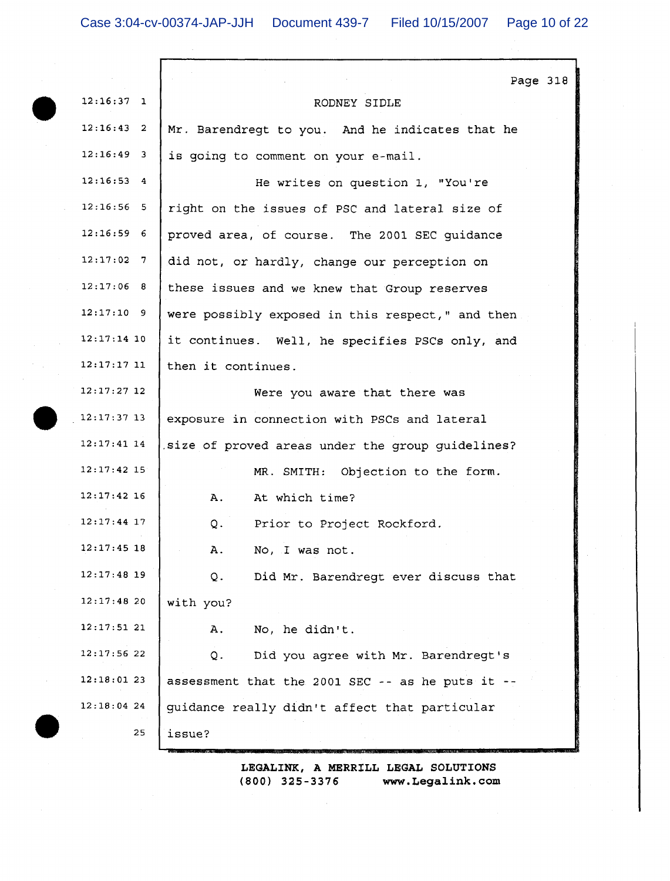RODNEY SIDLE

Mr. Barendregt to you. And he indicates that he is going to comment on your e-mail.

He writes on question 1, "You're right on the issues of PSC and lateral size of proved area, of course. The 2001 SEC guidance did not, or hardly, change our perception on these issues and we knew that Group reserves were possibly exposed in this respect," and then it continues. Well, he specifies PSCs only, and then it continues.

Were you aware that there was exposure in connection with PSCs and lateral size of proved areas under the group guidelines?

MR. SMITH: Objection to the form.

A. At which time?

Q. Prior to Project Rockford.

A. No, I was not.

Q. Did Mr. Barendregt ever discuss that with you?

A. No, he didn't.

Q. Did you agree with Mr. Barendregt's assessment that the 2001 SEC -- as he puts it -- guidance really didn't affect that particular issue?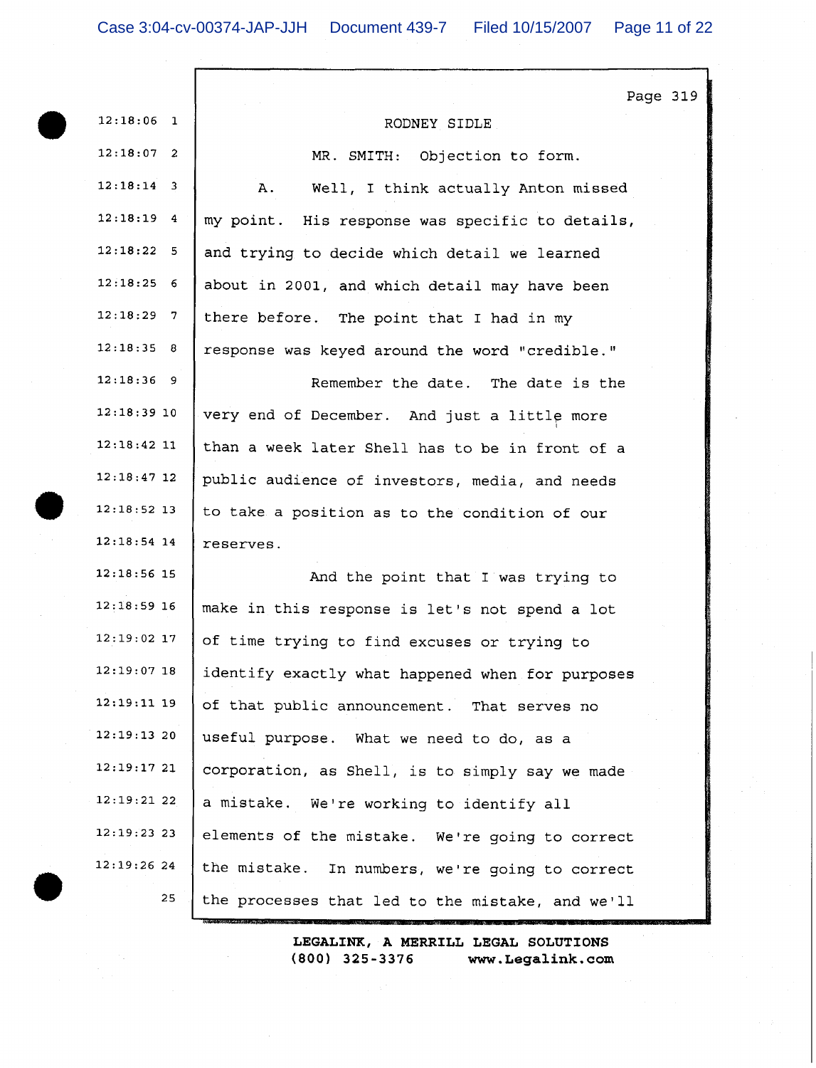RODNEY SIDLE

MR. SMITH: Objection to form.

A. Well, I think actually Anton missed my point. His response was specific to details, and trying to decide which detail we learned about in 2001, and which detail may have been there before. The point that I had in my response was keyed around the word "credible."

Remember the date. The date is the very end of December. And just a little more than a week later Shell has to be in front of a public audience of investors, media, and needs to take a position as to the condition of our reserves.

And the point that I was trying to make in this response is let's not spend a lot of time trying to find excuses or trying to identify exactly what happened when for purposes of that public announcement. That serves no useful purpose. What we need to do, as a corporation, as Shell, is to simply say we made a mistake. We're working to identify all elements of the mistake. We're going to correct the mistake. In numbers, we're going to correct the processes that led to the mistake, and we'll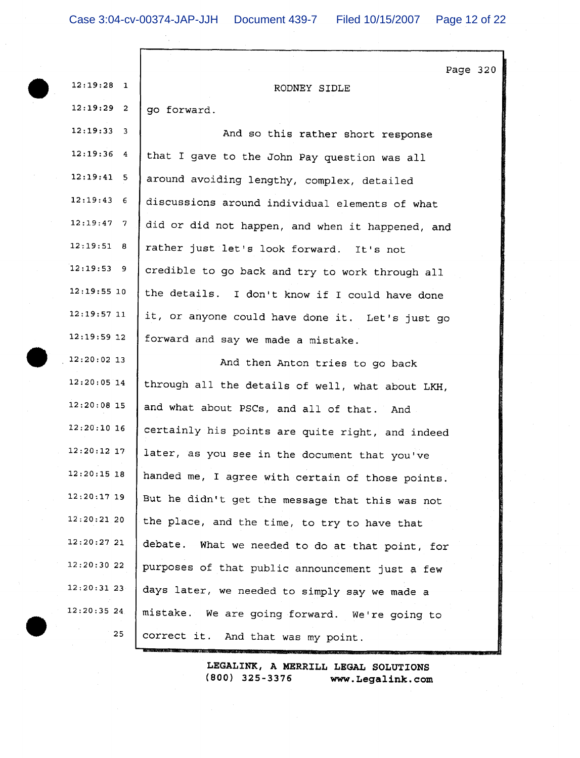RODNEY SIDLE

go forward.

And so this rather short response that I gave to the John Pay question was all around avoiding lengthy, complex, detailed discussions around individual elements of what did or did not happen, and when it happened, and rather just let's look forward. It's not credible to go back and try to work through all the details. I don't know if I could have done it, or anyone could have done it. Let's just go forward and say we made a mistake.

And then Anton tries to go back through all the details of well, what about LKH, and what about PSCs, and all of that. And certainly his points are quite right, and indeed later, as you see in the document that you've handed me, I agree with certain of those points. But he didn't get the message that this was not the place, and the time, to try to have that debate. What we needed to do at that point, for purposes of that public announcement just a few days later, we needed to simply say we made a mistake. We are going forward. We're going to correct it. And that was my point.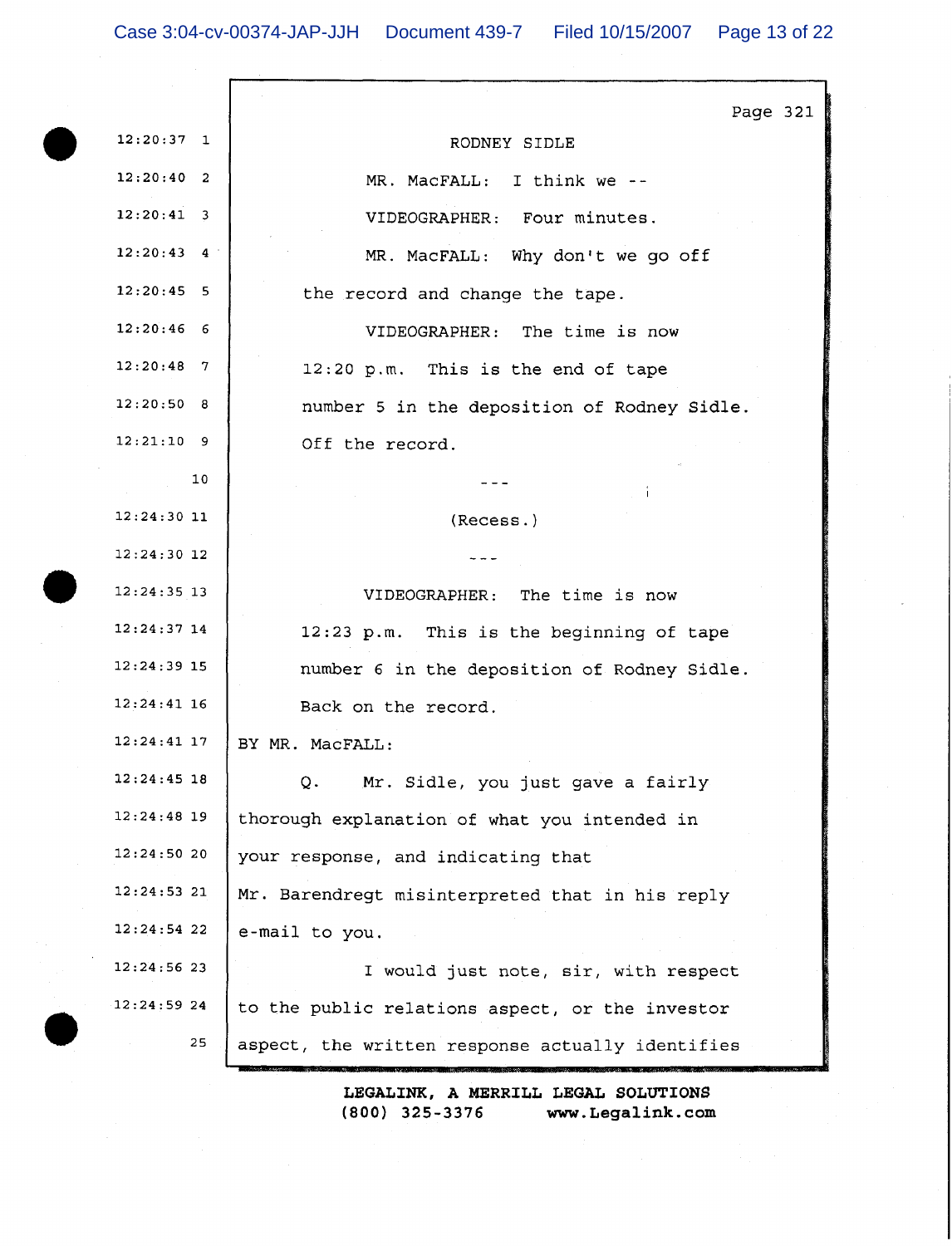RODNEY SIDLE

MR. MacFALL: I think we --

VIDEOGRAPHER: Four minutes.

MR. MacFALL: Why don't we go off the record and change the tape.

VIDEOGRAPHER: The time is now 12:20 p.m. This is the end of tape number 5 in the deposition of Rodney Sidle. Off the record.

---

(Recess.)

---

VIDEOGRAPHER: The time is now 12:23 p.m. This is the beginning of tape number 6 in the deposition of Rodney Sidle. Back on the record.

BY MR. MacFALL:

Q. Mr. Sidle, you just gave a fairly thorough explanation of what you intended in your response, and indicating that Mr. Barendregt misinterpreted that in his reply e-mail to you.

I would just note, sir, with respect to the public relations aspect, or the investor aspect, the written response actually identifies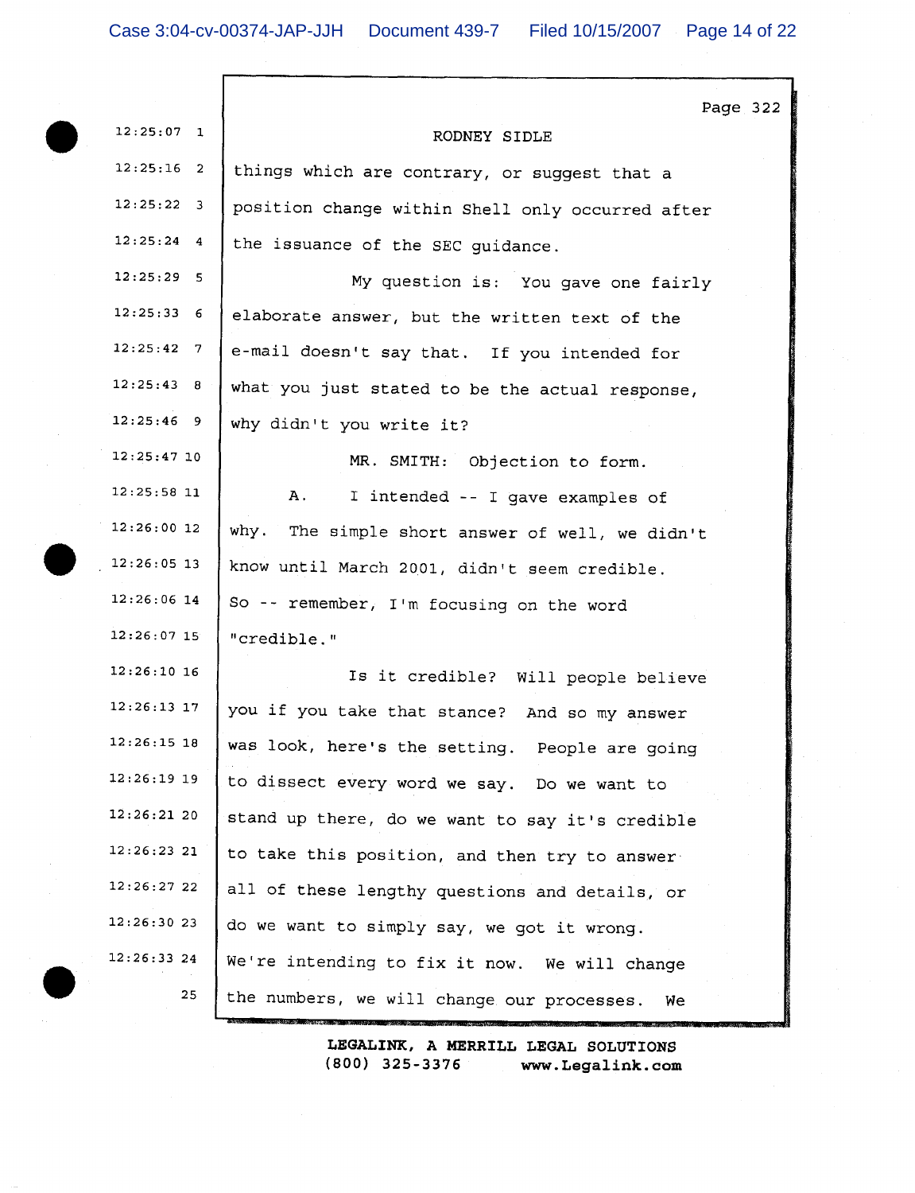RODNEY SIDLE

things which are contrary, or suggest that a position change within Shell only occurred after the issuance of the SEC guidance.

My question is: You gave one fairly elaborate answer, but the written text of the e-mail doesn't say that. If you intended for what you just stated to be the actual response, why didn't you write it?

MR. SMITH: Objection to form.

A. I intended -- I gave examples of why. The simple short answer of well, we didn't know until March 2001, didn't seem credible. So -- remember, I'm focusing on the word "credible."

Is it credible? Will people believe you if you take that stance? And so my answer was look, here's the setting. People are going to dissect every word we say. Do we want to stand up there, do we want to say it's credible to take this position, and then try to answer all of these lengthy questions and details, or do we want to simply say, we got it wrong. We're intending to fix it now. We will change the numbers, we will change our processes. We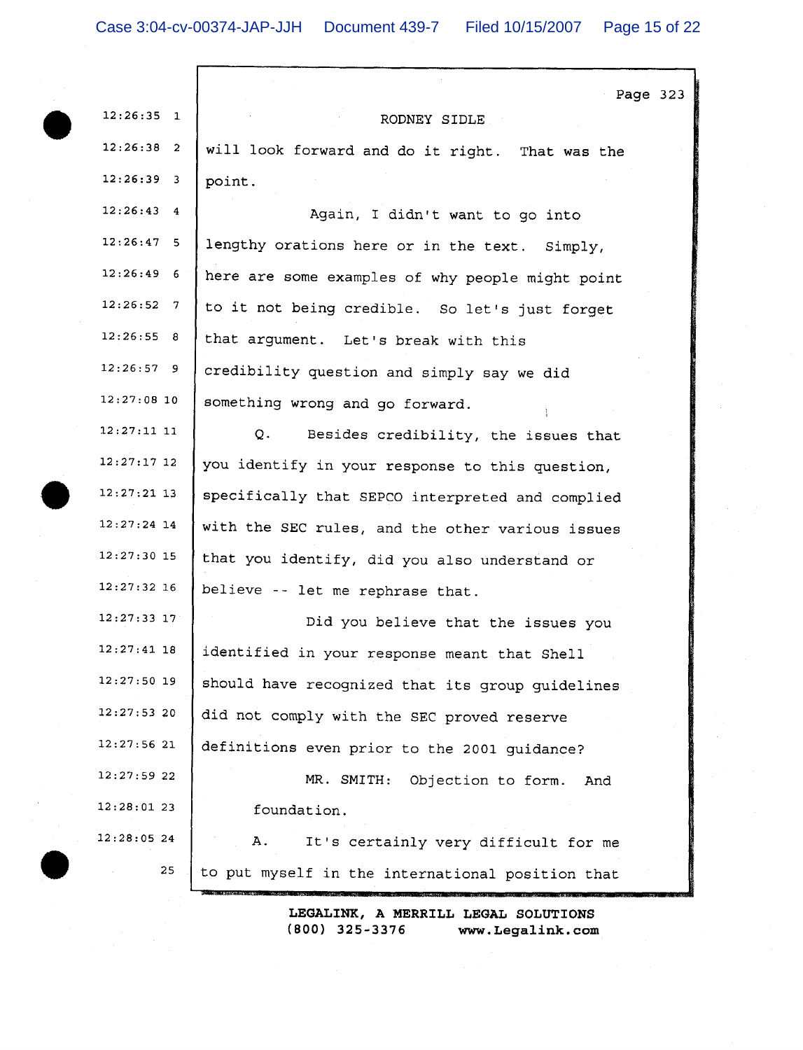Page 323

RODNEY SIDLE

will look forward and do it right. That was the point.

Again, I didn't want to go into lengthy orations here or in the text. Simply, here are some examples of why people might point to it not being credible. So let's just forget that argument. Let's break with this credibility question and simply say we did something wrong and go forward.

Q. Besides credibility, the issues that you identify in your response to this question, specifically that SEPCO interpreted and complied with the SEC rules, and the other various issues that you identify, did you also understand or believe -- let me rephrase that.

Did you believe that the issues you identified in your response meant that Shell should have recognized that its group guidelines did not comply with the SEC proved reserve definitions even prior to the 2001 guidance?

MR. SMITH: Objection to form. And foundation.

A. It's certainly very difficult for me to put myself in the international position that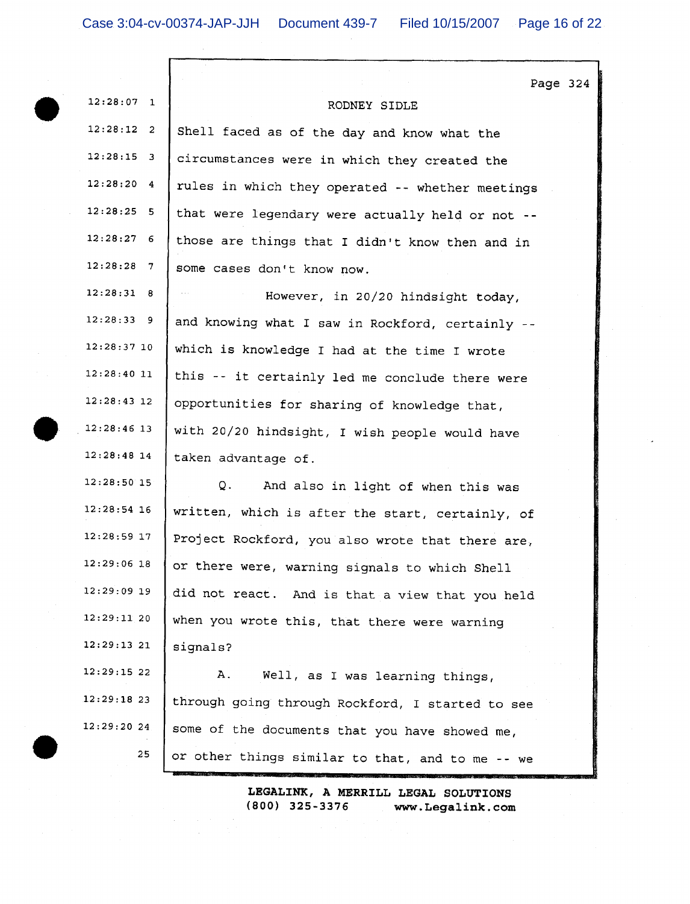Page 324

RODNEY SIDLE

Shell faced as of the day and know what the circumstances were in which they created the rules in which they operated -- whether meetings that were legendary were actually held or not -- those are things that I didn't know then and in some cases don't know now.

However, in 20/20 hindsight today, and knowing what I saw in Rockford, certainly -- which is knowledge I had at the time I wrote this -- it certainly led me conclude there were opportunities for sharing of knowledge that, with 20/20 hindsight, I wish people would have taken advantage of.

Q. And also in light of when this was written, which is after the start, certainly, of Project Rockford, you also wrote that there are, or there were, warning signals to which Shell did not react. And is that a view that you held when you wrote this, that there were warning signals?

A. Well, as I was learning things, through going through Rockford, I started to see some of the documents that you have showed me, or other things similar to that, and to me -- we

LEGALINK, A MERRILL LEGAL SOLUTIONS
(800) 325-3376 www.Legalink.com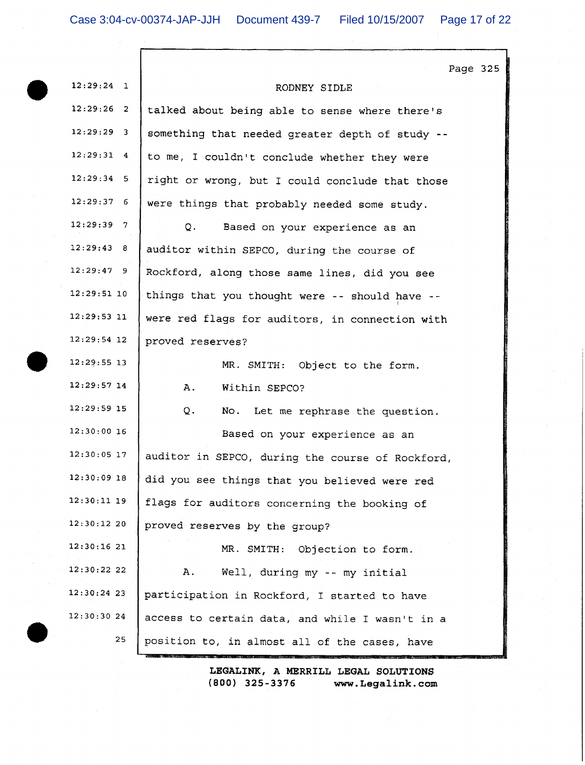RODNEY SIDLE

talked about being able to sense where there's something that needed greater depth of study -- to me, I couldn't conclude whether they were right or wrong, but I could conclude that those were things that probably needed some study.

Q. Based on your experience as an auditor within SEPCO, during the course of Rockford, along those same lines, did you see things that you thought were -- should have -- were red flags for auditors, in connection with proved reserves?

MR. SMITH: Object to the form.

A. Within SEPCO?

Q. No. Let me rephrase the question.

Based on your experience as an auditor in SEPCO, during the course of Rockford, did you see things that you believed were red flags for auditors concerning the booking of proved reserves by the group?

MR. SMITH: Objection to form.

A. Well, during my -- my initial participation in Rockford, I started to have access to certain data, and while I wasn't in a position to, in almost all of the cases, have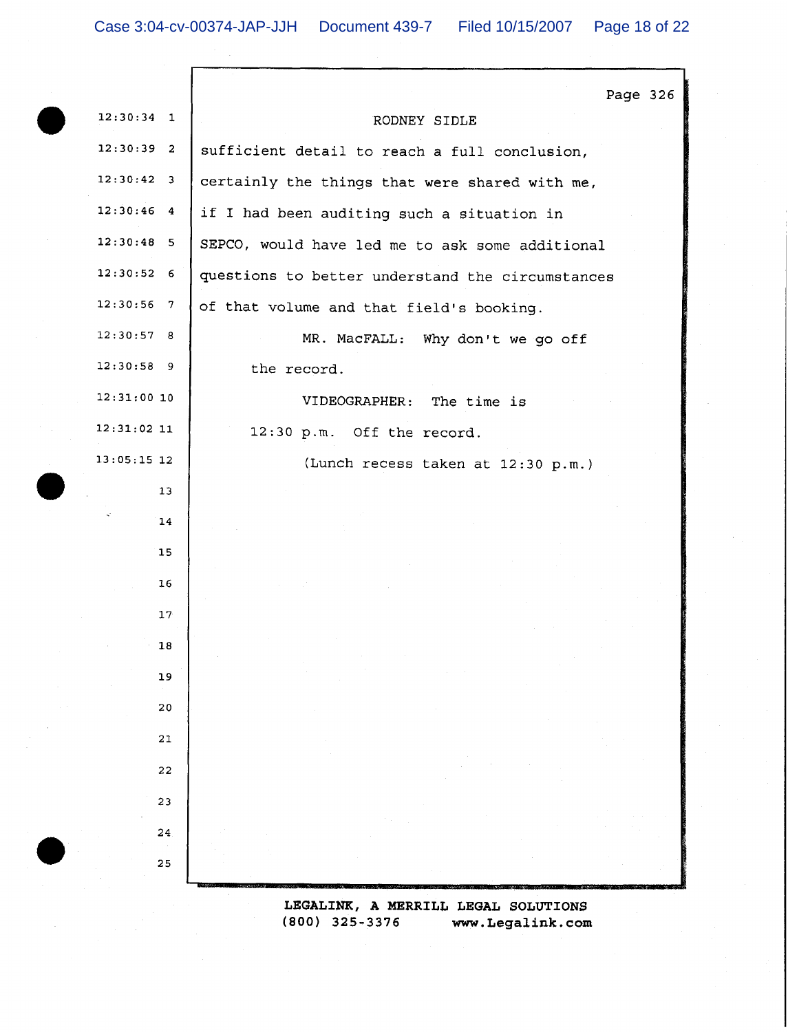Page 326

RODNEY SIDLE

sufficient detail to reach a full conclusion, certainly the things that were shared with me, if I had been auditing such a situation in SEPCO, would have led me to ask some additional questions to better understand the circumstances of that volume and that field's booking.

MR. MacFALL: Why don't we go off the record.

VIDEOGRAPHER: The time is 12:30 p.m. Off the record.

(Lunch recess taken at 12:30 p.m.)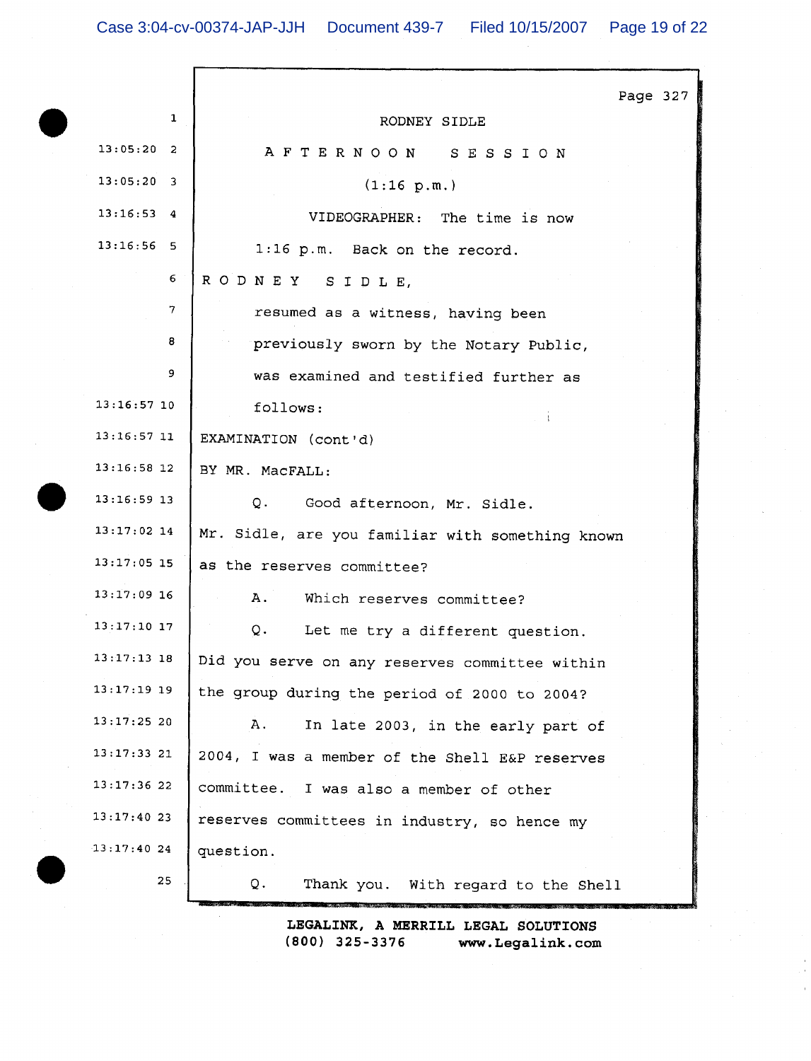RODNEY SIDLE

A F T E R N O O N   S E S S I O N

(1:16 p.m.)

VIDEOGRAPHER: The time is now 1:16 p.m. Back on the record.

R O D N E Y   S I D L E,

resumed as a witness, having been previously sworn by the Notary Public, was examined and testified further as follows:

EXAMINATION (cont'd)

BY MR. MacFALL:

Q. Good afternoon, Mr. Sidle. Mr. Sidle, are you familiar with something known as the reserves committee?

A. Which reserves committee?

Q. Let me try a different question. Did you serve on any reserves committee within the group during the period of 2000 to 2004?

A. In late 2003, in the early part of 2004, I was a member of the Shell E&P reserves committee. I was also a member of other reserves committees in industry, so hence my question.

Q. Thank you. With regard to the Shell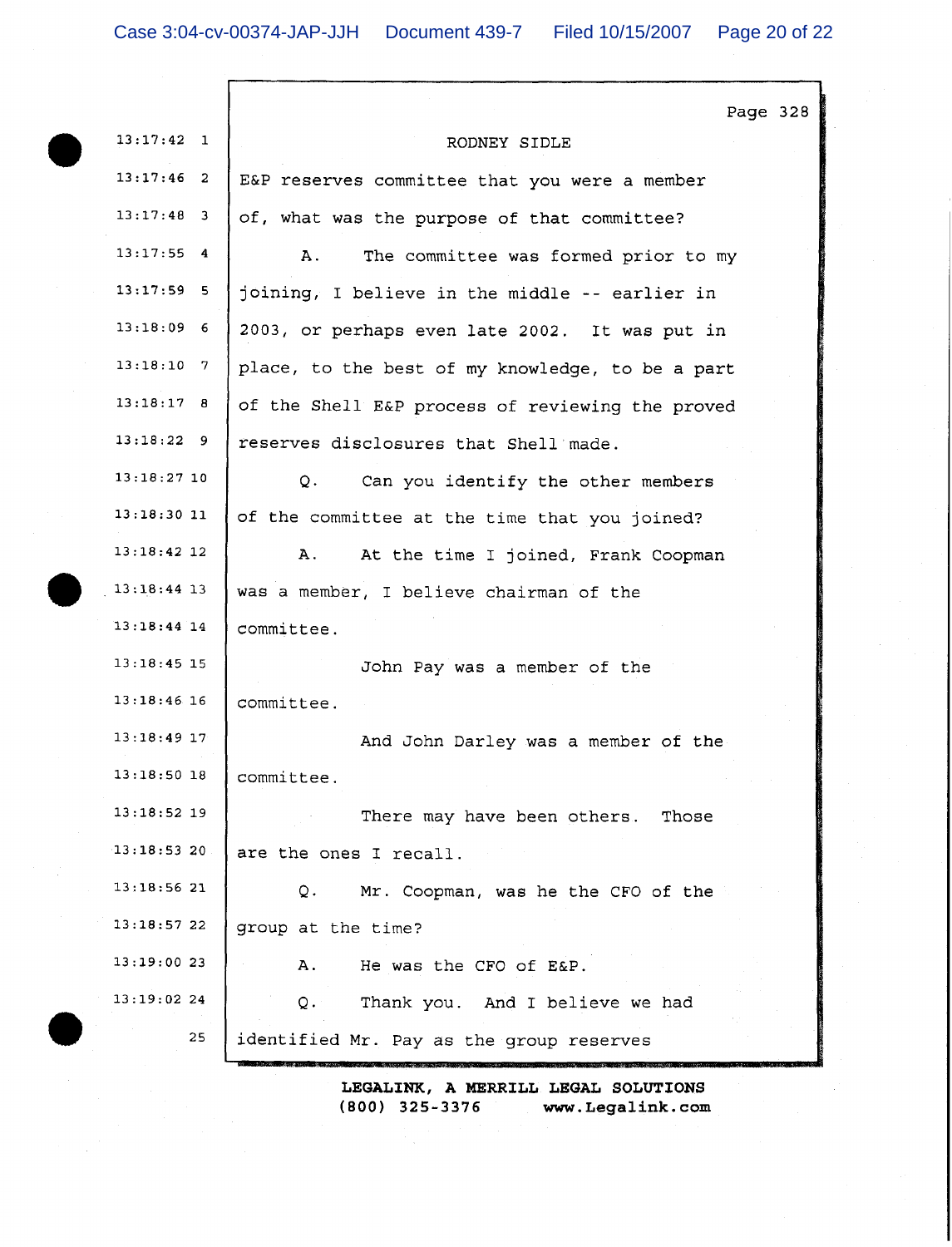Page 328

RODNEY SIDLE

13:17:46 2 E&P reserves committee that you were a member

13:17:48 3 of, what was the purpose of that committee?

13:17:55 4 A. The committee was formed prior to my

13:17:59 5 joining, I believe in the middle -- earlier in

13:18:09 6 2003, or perhaps even late 2002. It was put in

13:18:10 7 place, to the best of my knowledge, to be a part

13:18:17 8 of the Shell E&P process of reviewing the proved

13:18:22 9 reserves disclosures that Shell made.

13:18:27 10 Q. Can you identify the other members

13:18:30 11 of the committee at the time that you joined?

13:18:42 12 A. At the time I joined, Frank Coopman

13:18:44 13 was a member, I believe chairman of the

13:18:44 14 committee.

13:18:45 15 John Pay was a member of the

13:18:46 16 committee.

13:18:49 17 And John Darley was a member of the

13:18:50 18 committee.

13:18:52 19 There may have been others. Those

13:18:53 20 are the ones I recall.

13:18:56 21 Q. Mr. Coopman, was he the CFO of the

13:18:57 22 group at the time?

13:19:00 23 A. He was the CFO of E&P.

13:19:02 24 Q. Thank you. And I believe we had

25 identified Mr. Pay as the group reserves

LEGALINK, A MERRILL LEGAL SOLUTIONS
(800) 325-3376 www.Legalink.com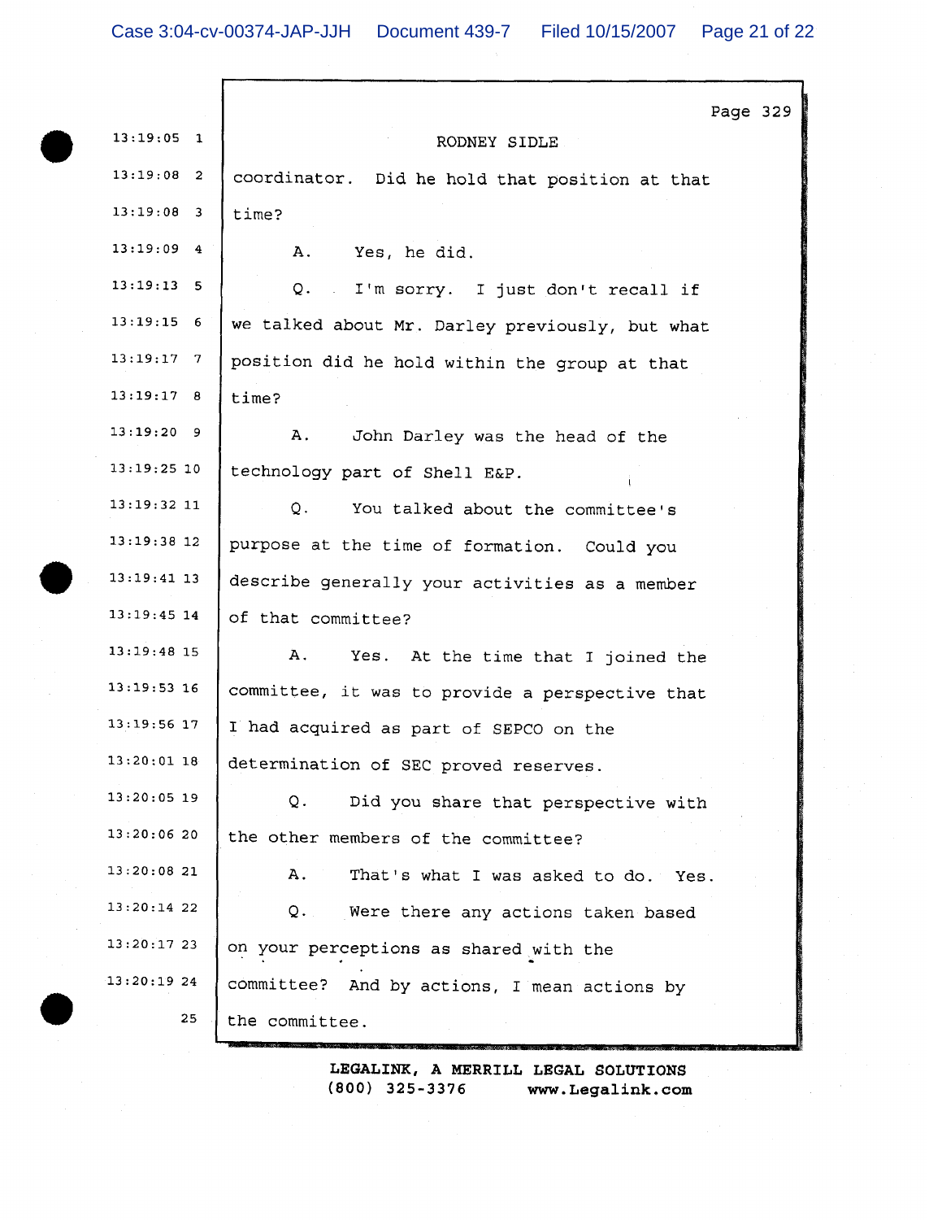RODNEY SIDLE

coordinator. Did he hold that position at that time?

A. Yes, he did.

Q. I'm sorry. I just don't recall if we talked about Mr. Darley previously, but what position did he hold within the group at that time?

A. John Darley was the head of the technology part of Shell E&P.

Q. You talked about the committee's purpose at the time of formation. Could you describe generally your activities as a member of that committee?

A. Yes. At the time that I joined the committee, it was to provide a perspective that I had acquired as part of SEPCO on the determination of SEC proved reserves.

Q. Did you share that perspective with the other members of the committee?

A. That's what I was asked to do. Yes.

Q. Were there any actions taken based on your perceptions as shared with the committee? And by actions, I mean actions by the committee.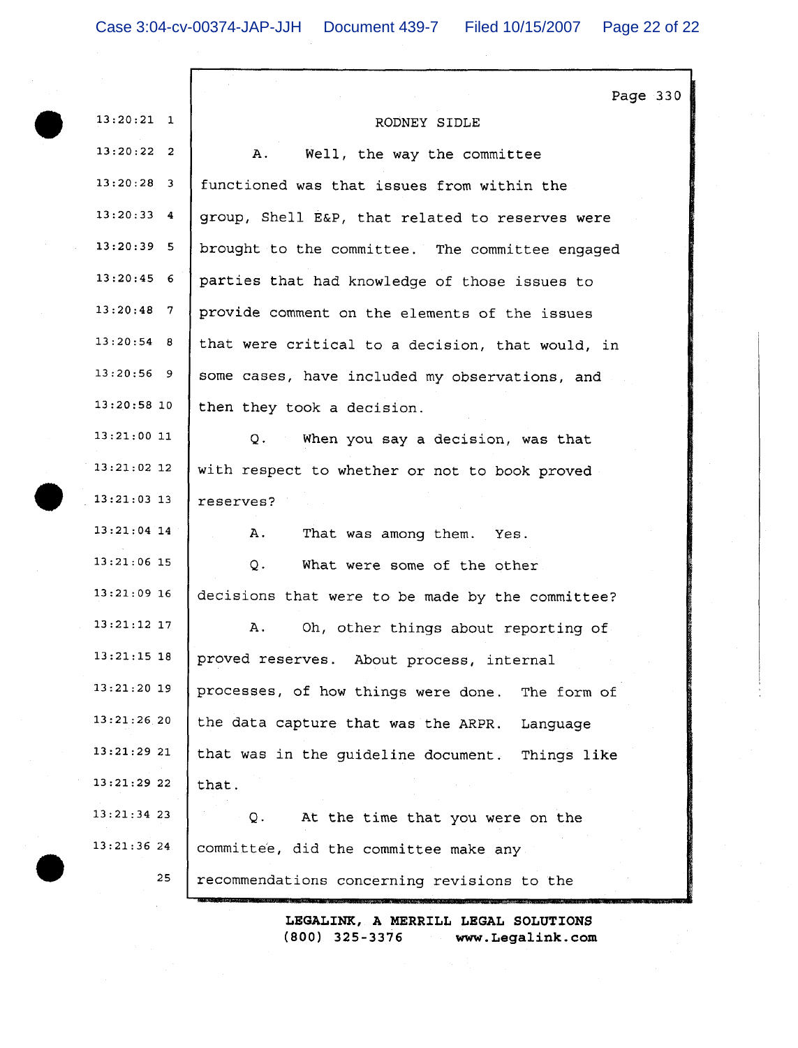RODNEY SIDLE

A. Well, the way the committee functioned was that issues from within the group, Shell E&P, that related to reserves were brought to the committee. The committee engaged parties that had knowledge of those issues to provide comment on the elements of the issues that were critical to a decision, that would, in some cases, have included my observations, and then they took a decision.

Q. When you say a decision, was that with respect to whether or not to book proved reserves?

A. That was among them. Yes.

Q. What were some of the other decisions that were to be made by the committee?

A. Oh, other things about reporting of proved reserves. About process, internal processes, of how things were done. The form of the data capture that was the ARPR. Language that was in the guideline document. Things like that.

Q. At the time that you were on the committee, did the committee make any recommendations concerning revisions to the